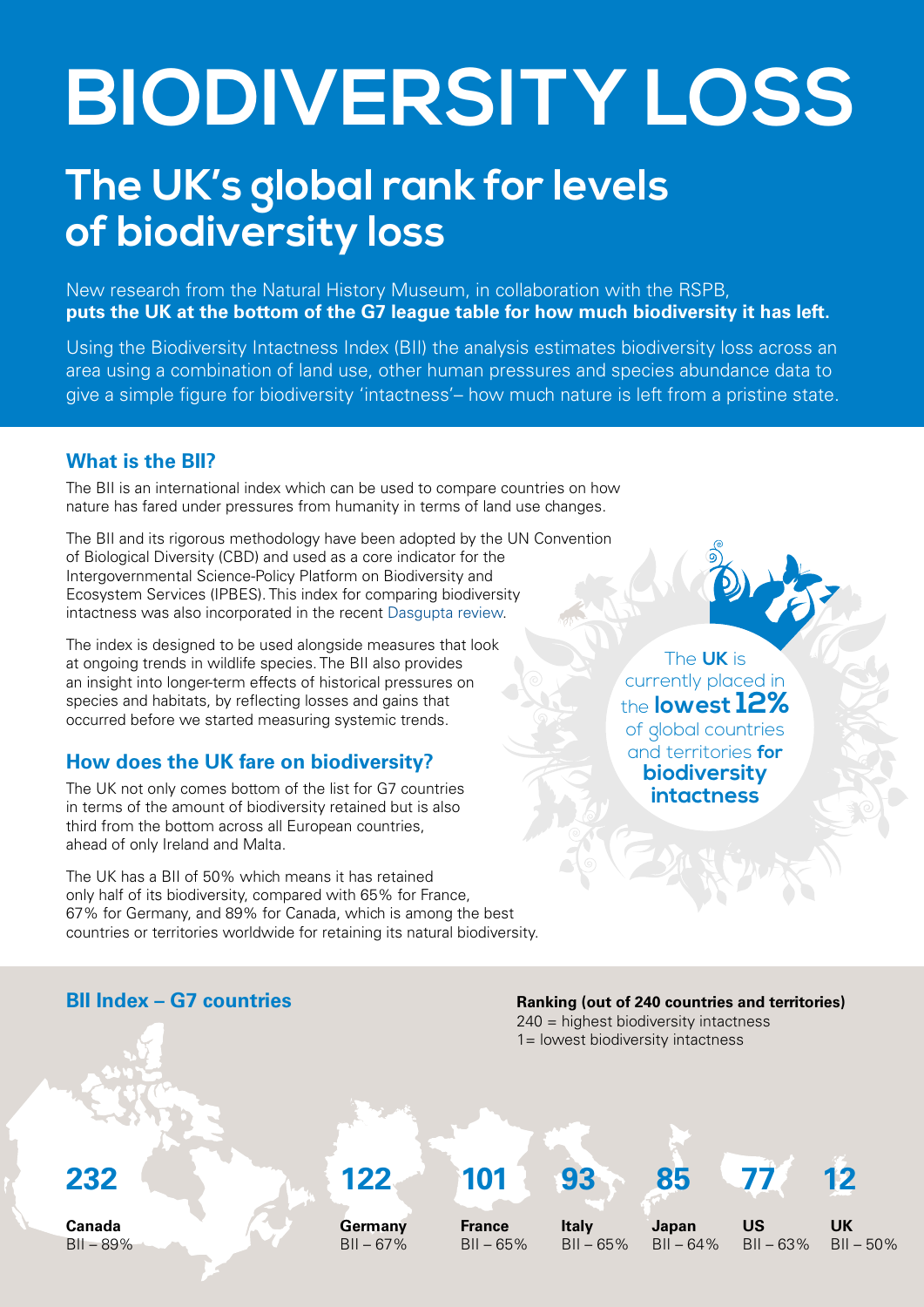# BIODIVERSITY LOSS

## The UK's global rank for levels of biodiversity loss

New research from the Natural History Museum, in collaboration with the RSPB, **puts the UK at the bottom of the G7 league table for how much biodiversity it has left.**

Using the Biodiversity Intactness Index (BII) the analysis estimates biodiversity loss across an area using a combination of land use, other human pressures and species abundance data to give a simple figure for biodiversity 'intactness'– how much nature is left from a pristine state.

### What is the BII?

The BII is an international index which can be used to compare countries on how nature has fared under pressures from humanity in terms of land use changes.

The BII and its rigorous methodology have been adopted by the UN Convention of Biological Diversity (CBD) and used as a core indicator for the Intergovernmental Science-Policy Platform on Biodiversity and Ecosystem Services (IPBES). This index for comparing biodiversity intactness was also incorporated in the recent Dasgupta review.

The index is designed to be used alongside measures that look at ongoing trends in wildlife species. The BII also provides an insight into longer-term effects of historical pressures on species and habitats, by reflecting losses and gains that occurred before we started measuring systemic trends.

The **UK** is currently placed in the **lowest 12%** of global countries and territories **for biodiversity intactness**

### How does the UK fare on biodiversity?

The UK not only comes bottom of the list for G7 countries in terms of the amount of biodiversity retained but is also third from the bottom across all European countries, ahead of only Ireland and Malta.

The UK has a BII of 50% which means it has retained only half of its biodiversity, compared with 65% for France, 67% for Germany, and 89% for Canada, which is among the best countries or territories worldwide for retaining its natural biodiversity.

### BII Index – G7 countries

**Ranking (out of 240 countries and territories)**
240 = highest biodiversity intactness
1= lowest biodiversity intactness

| Country | Ranking | BII |
| --- | --- | --- |
| Canada | 232 | 89% |
| Germany | 122 | 67% |
| France | 101 | 65% |
| Italy | 93 | 65% |
| Japan | 85 | 64% |
| US | 77 | 63% |
| UK | 12 | 50% |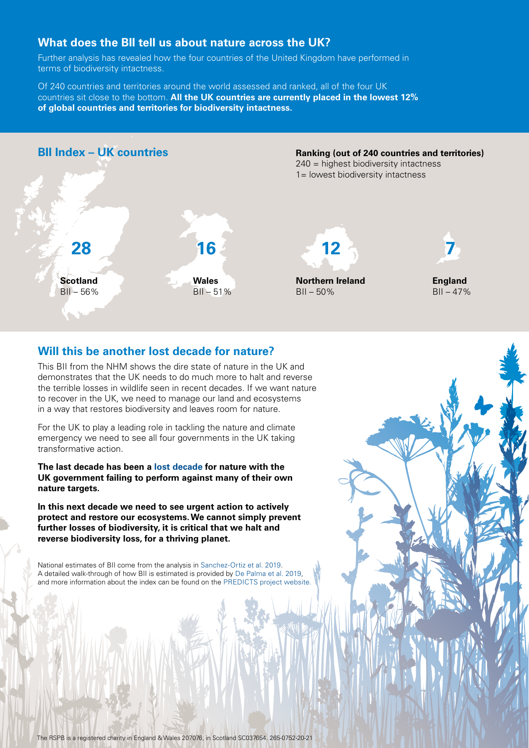## What does the BII tell us about nature across the UK?

Further analysis has revealed how the four countries of the United Kingdom have performed in terms of biodiversity intactness.

Of 240 countries and territories around the world assessed and ranked, all of the four UK countries sit close to the bottom. **All the UK countries are currently placed in the lowest 12% of global countries and territories for biodiversity intactness.**

### BII Index – UK countries

**Ranking (out of 240 countries and territories)**
240 = highest biodiversity intactness
1= lowest biodiversity intactness

28
**Scotland**
BII – 56%

16
**Wales**
BII – 51%

12
**Northern Ireland**
BII – 50%

7
**England**
BII – 47%

## Will this be another lost decade for nature?

This BII from the NHM shows the dire state of nature in the UK and demonstrates that the UK needs to do much more to halt and reverse the terrible losses in wildlife seen in recent decades. If we want nature to recover in the UK, we need to manage our land and ecosystems in a way that restores biodiversity and leaves room for nature.

For the UK to play a leading role in tackling the nature and climate emergency we need to see all four governments in the UK taking transformative action.

**The last decade has been a lost decade for nature with the UK government failing to perform against many of their own nature targets.**

**In this next decade we need to see urgent action to actively protect and restore our ecosystems. We cannot simply prevent further losses of biodiversity, it is critical that we halt and reverse biodiversity loss, for a thriving planet.**

National estimates of BII come from the analysis in Sanchez-Ortiz et al. 2019. A detailed walk-through of how BII is estimated is provided by De Palma et al. 2019, and more information about the index can be found on the PREDICTS project website.

The RSPB is a registered charity in England & Wales 207076, in Scotland SC037654. 265-0752-20-21